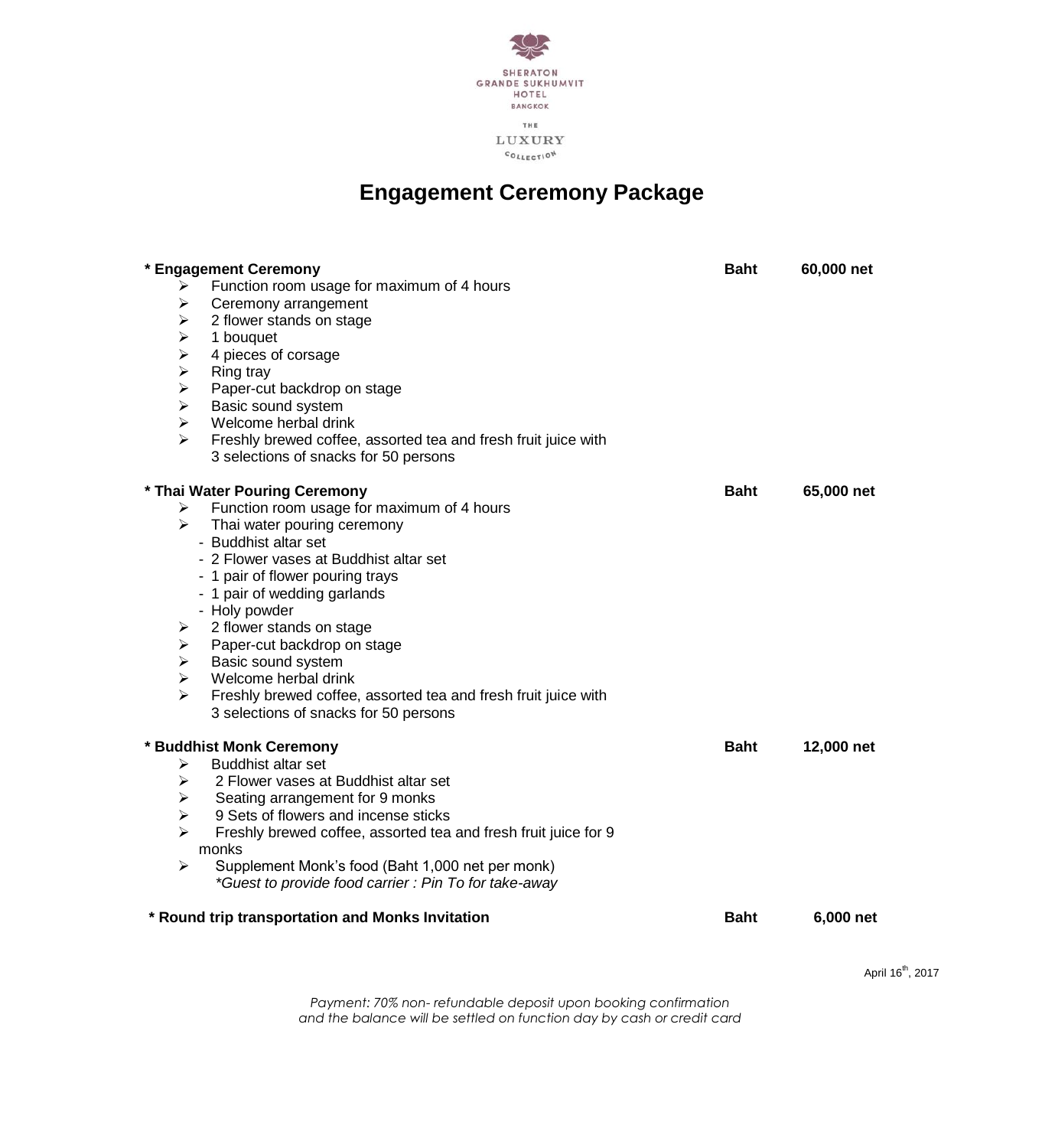SHERATON GRANDE SUKHUMVIT HOTEL BANGKOK

THE LUXURY COLLECTION

# Engagement Ceremony Package

**\* Engagement Ceremony** **Baht 60,000 net**

- Function room usage for maximum of 4 hours
- Ceremony arrangement
- 2 flower stands on stage
- 1 bouquet
- 4 pieces of corsage
- Ring tray
- Paper-cut backdrop on stage
- Basic sound system
- Welcome herbal drink
- Freshly brewed coffee, assorted tea and fresh fruit juice with 3 selections of snacks for 50 persons

**\* Thai Water Pouring Ceremony** **Baht 65,000 net**

- Function room usage for maximum of 4 hours
- Thai water pouring ceremony
  - Buddhist altar set
  - 2 Flower vases at Buddhist altar set
  - 1 pair of flower pouring trays
  - 1 pair of wedding garlands
  - Holy powder
- 2 flower stands on stage
- Paper-cut backdrop on stage
- Basic sound system
- Welcome herbal drink
- Freshly brewed coffee, assorted tea and fresh fruit juice with 3 selections of snacks for 50 persons

**\* Buddhist Monk Ceremony** **Baht 12,000 net**

- Buddhist altar set
- 2 Flower vases at Buddhist altar set
- Seating arrangement for 9 monks
- 9 Sets of flowers and incense sticks
- Freshly brewed coffee, assorted tea and fresh fruit juice for 9 monks
- Supplement Monk's food (Baht 1,000 net per monk)
  *\*Guest to provide food carrier : Pin To for take-away*

**\* Round trip transportation and Monks Invitation** **Baht 6,000 net**

April 16th, 2017

*Payment: 70% non- refundable deposit upon booking confirmation and the balance will be settled on function day by cash or credit card*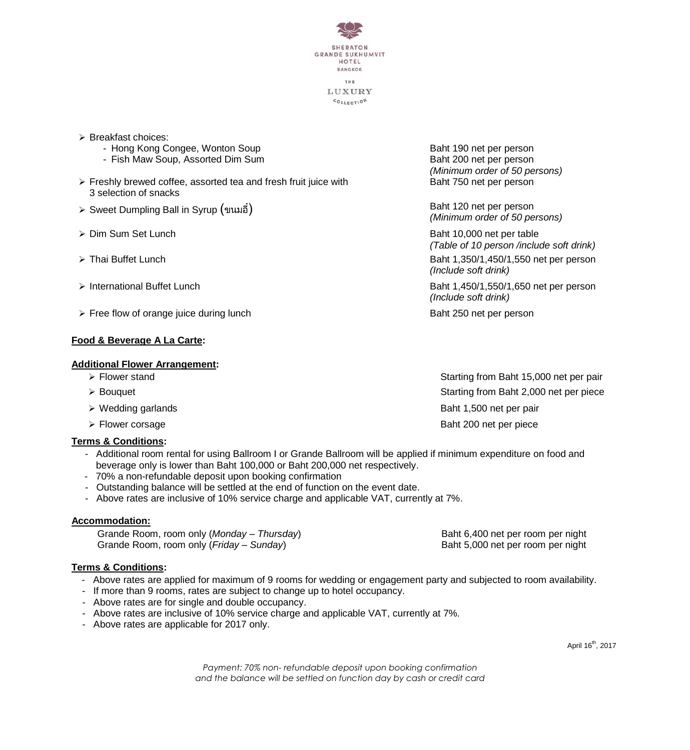SHERATON GRANDE SUKHUMVIT HOTEL BANGKOK

THE LUXURY COLLECTION

| | |
|---|---|
| ➢ Breakfast choices: | |
| - Hong Kong Congee, Wonton Soup | Baht 190 net per person |
| - Fish Maw Soup, Assorted Dim Sum | Baht 200 net per person *(Minimum order of 50 persons)* |
| ➢ Freshly brewed coffee, assorted tea and fresh fruit juice with 3 selection of snacks | Baht 750 net per person |
| ➢ Sweet Dumpling Ball in Syrup (ขนมอี๋) | Baht 120 net per person *(Minimum order of 50 persons)* |
| ➢ Dim Sum Set Lunch | Baht 10,000 net per table *(Table of 10 person /include soft drink)* |
| ➢ Thai Buffet Lunch | Baht 1,350/1,450/1,550 net per person *(Include soft drink)* |
| ➢ International Buffet Lunch | Baht 1,450/1,550/1,650 net per person *(Include soft drink)* |
| ➢ Free flow of orange juice during lunch | Baht 250 net per person |

**Food & Beverage A La Carte:**

**Additional Flower Arrangement:**

| | |
|---|---|
| ➢ Flower stand | Starting from Baht 15,000 net per pair |
| ➢ Bouquet | Starting from Baht 2,000 net per piece |
| ➢ Wedding garlands | Baht 1,500 net per pair |
| ➢ Flower corsage | Baht 200 net per piece |

**Terms & Conditions:**

- Additional room rental for using Ballroom I or Grande Ballroom will be applied if minimum expenditure on food and beverage only is lower than Baht 100,000 or Baht 200,000 net respectively.
- 70% a non-refundable deposit upon booking confirmation
- Outstanding balance will be settled at the end of function on the event date.
- Above rates are inclusive of 10% service charge and applicable VAT, currently at 7%.

**Accommodation:**

| | |
|---|---|
| Grande Room, room only (*Monday – Thursday*) | Baht 6,400 net per room per night |
| Grande Room, room only (*Friday – Sunday*) | Baht 5,000 net per room per night |

**Terms & Conditions:**

- Above rates are applied for maximum of 9 rooms for wedding or engagement party and subjected to room availability.
- If more than 9 rooms, rates are subject to change up to hotel occupancy.
- Above rates are for single and double occupancy.
- Above rates are inclusive of 10% service charge and applicable VAT, currently at 7%.
- Above rates are applicable for 2017 only.

April 16th, 2017

*Payment: 70% non- refundable deposit upon booking confirmation and the balance will be settled on function day by cash or credit card*